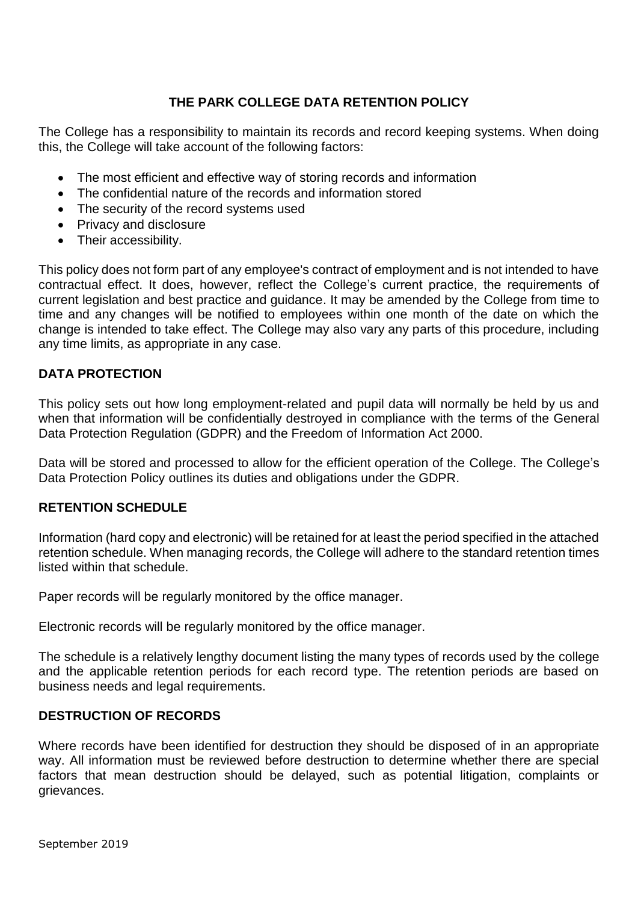# THE PARK COLLEGE DATA RETENTION POLICY

The College has a responsibility to maintain its records and record keeping systems. When doing this, the College will take account of the following factors:

- The most efficient and effective way of storing records and information
- The confidential nature of the records and information stored
- The security of the record systems used
- Privacy and disclosure
- Their accessibility.

This policy does not form part of any employee's contract of employment and is not intended to have contractual effect. It does, however, reflect the College's current practice, the requirements of current legislation and best practice and guidance. It may be amended by the College from time to time and any changes will be notified to employees within one month of the date on which the change is intended to take effect. The College may also vary any parts of this procedure, including any time limits, as appropriate in any case.

## DATA PROTECTION

This policy sets out how long employment-related and pupil data will normally be held by us and when that information will be confidentially destroyed in compliance with the terms of the General Data Protection Regulation (GDPR) and the Freedom of Information Act 2000.

Data will be stored and processed to allow for the efficient operation of the College. The College's Data Protection Policy outlines its duties and obligations under the GDPR.

## RETENTION SCHEDULE

Information (hard copy and electronic) will be retained for at least the period specified in the attached retention schedule. When managing records, the College will adhere to the standard retention times listed within that schedule.

Paper records will be regularly monitored by the office manager.

Electronic records will be regularly monitored by the office manager.

The schedule is a relatively lengthy document listing the many types of records used by the college and the applicable retention periods for each record type. The retention periods are based on business needs and legal requirements.

## DESTRUCTION OF RECORDS

Where records have been identified for destruction they should be disposed of in an appropriate way. All information must be reviewed before destruction to determine whether there are special factors that mean destruction should be delayed, such as potential litigation, complaints or grievances.

September 2019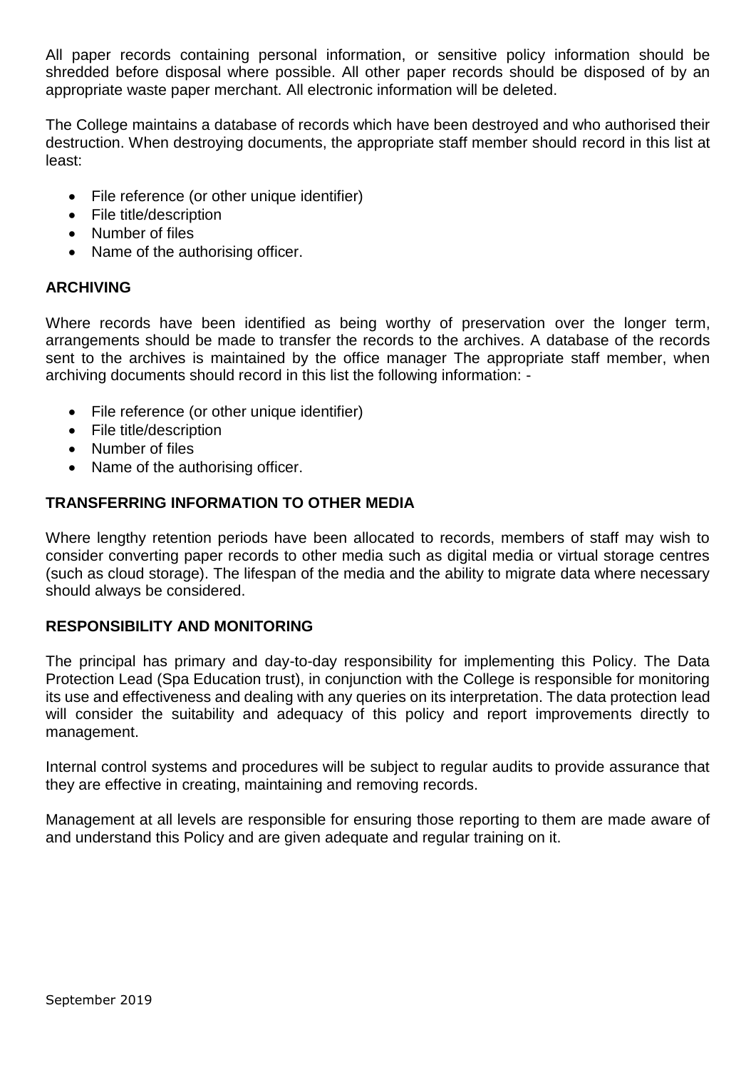All paper records containing personal information, or sensitive policy information should be shredded before disposal where possible. All other paper records should be disposed of by an appropriate waste paper merchant. All electronic information will be deleted.

The College maintains a database of records which have been destroyed and who authorised their destruction. When destroying documents, the appropriate staff member should record in this list at least:

- File reference (or other unique identifier)
- File title/description
- Number of files
- Name of the authorising officer.

## ARCHIVING

Where records have been identified as being worthy of preservation over the longer term, arrangements should be made to transfer the records to the archives. A database of the records sent to the archives is maintained by the office manager The appropriate staff member, when archiving documents should record in this list the following information: -

- File reference (or other unique identifier)
- File title/description
- Number of files
- Name of the authorising officer.

## TRANSFERRING INFORMATION TO OTHER MEDIA

Where lengthy retention periods have been allocated to records, members of staff may wish to consider converting paper records to other media such as digital media or virtual storage centres (such as cloud storage). The lifespan of the media and the ability to migrate data where necessary should always be considered.

## RESPONSIBILITY AND MONITORING

The principal has primary and day-to-day responsibility for implementing this Policy. The Data Protection Lead (Spa Education trust), in conjunction with the College is responsible for monitoring its use and effectiveness and dealing with any queries on its interpretation. The data protection lead will consider the suitability and adequacy of this policy and report improvements directly to management.

Internal control systems and procedures will be subject to regular audits to provide assurance that they are effective in creating, maintaining and removing records.

Management at all levels are responsible for ensuring those reporting to them are made aware of and understand this Policy and are given adequate and regular training on it.

September 2019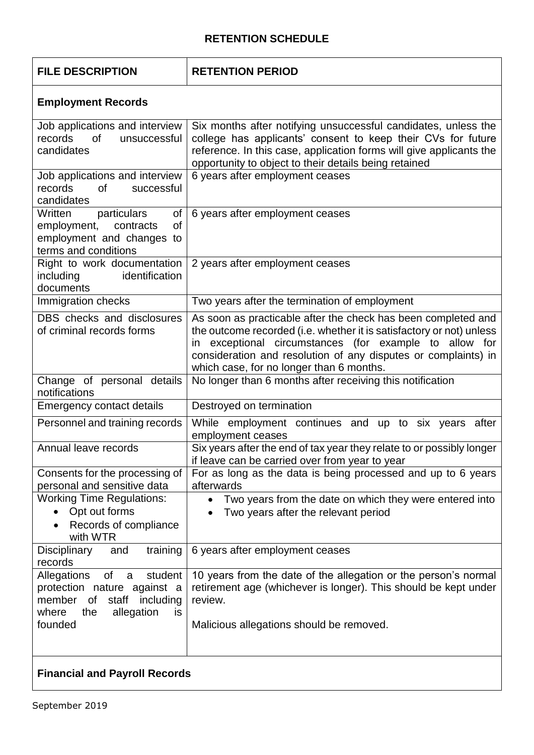## RETENTION SCHEDULE

| FILE DESCRIPTION | RETENTION PERIOD |
|---|---|
| **Employment Records** | |
| Job applications and interview records of unsuccessful candidates | Six months after notifying unsuccessful candidates, unless the college has applicants' consent to keep their CVs for future reference. In this case, application forms will give applicants the opportunity to object to their details being retained |
| Job applications and interview records of successful candidates | 6 years after employment ceases |
| Written particulars of employment, contracts of employment and changes to terms and conditions | 6 years after employment ceases |
| Right to work documentation including identification documents | 2 years after employment ceases |
| Immigration checks | Two years after the termination of employment |
| DBS checks and disclosures of criminal records forms | As soon as practicable after the check has been completed and the outcome recorded (i.e. whether it is satisfactory or not) unless in exceptional circumstances (for example to allow for consideration and resolution of any disputes or complaints) in which case, for no longer than 6 months. |
| Change of personal details notifications | No longer than 6 months after receiving this notification |
| Emergency contact details | Destroyed on termination |
| Personnel and training records | While employment continues and up to six years after employment ceases |
| Annual leave records | Six years after the end of tax year they relate to or possibly longer if leave can be carried over from year to year |
| Consents for the processing of personal and sensitive data | For as long as the data is being processed and up to 6 years afterwards |
| Working Time Regulations:<br>• Opt out forms<br>• Records of compliance with WTR | • Two years from the date on which they were entered into<br>• Two years after the relevant period |
| Disciplinary and training records | 6 years after employment ceases |
| Allegations of a student protection nature against a member of staff including where the allegation is founded | 10 years from the date of the allegation or the person's normal retirement age (whichever is longer). This should be kept under review.<br><br>Malicious allegations should be removed. |
| **Financial and Payroll Records** | |

September 2019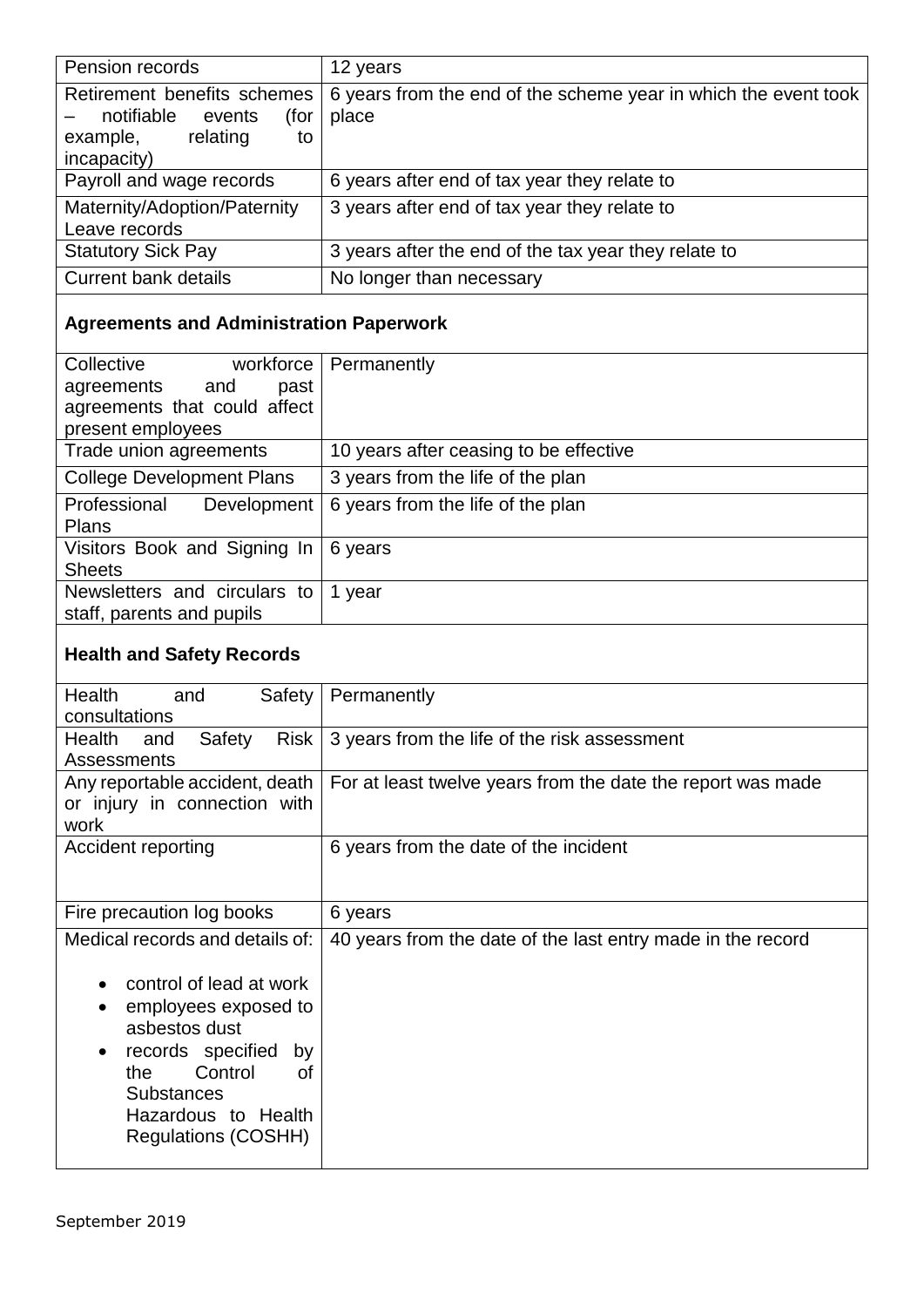| | |
|---|---|
| Pension records | 12 years |
| Retirement benefits schemes – notifiable events (for example, relating to incapacity) | 6 years from the end of the scheme year in which the event took place |
| Payroll and wage records | 6 years after end of tax year they relate to |
| Maternity/Adoption/Paternity Leave records | 3 years after end of tax year they relate to |
| Statutory Sick Pay | 3 years after the end of the tax year they relate to |
| Current bank details | No longer than necessary |
| **Agreements and Administration Paperwork** | |
| Collective workforce agreements and past agreements that could affect present employees | Permanently |
| Trade union agreements | 10 years after ceasing to be effective |
| College Development Plans | 3 years from the life of the plan |
| Professional Development Plans | 6 years from the life of the plan |
| Visitors Book and Signing In Sheets | 6 years |
| Newsletters and circulars to staff, parents and pupils | 1 year |
| **Health and Safety Records** | |
| Health and Safety consultations | Permanently |
| Health and Safety Risk Assessments | 3 years from the life of the risk assessment |
| Any reportable accident, death or injury in connection with work | For at least twelve years from the date the report was made |
| Accident reporting | 6 years from the date of the incident |
| Fire precaution log books | 6 years |
| Medical records and details of:<br>• control of lead at work<br>• employees exposed to asbestos dust<br>• records specified by the Control of Substances Hazardous to Health Regulations (COSHH) | 40 years from the date of the last entry made in the record |

September 2019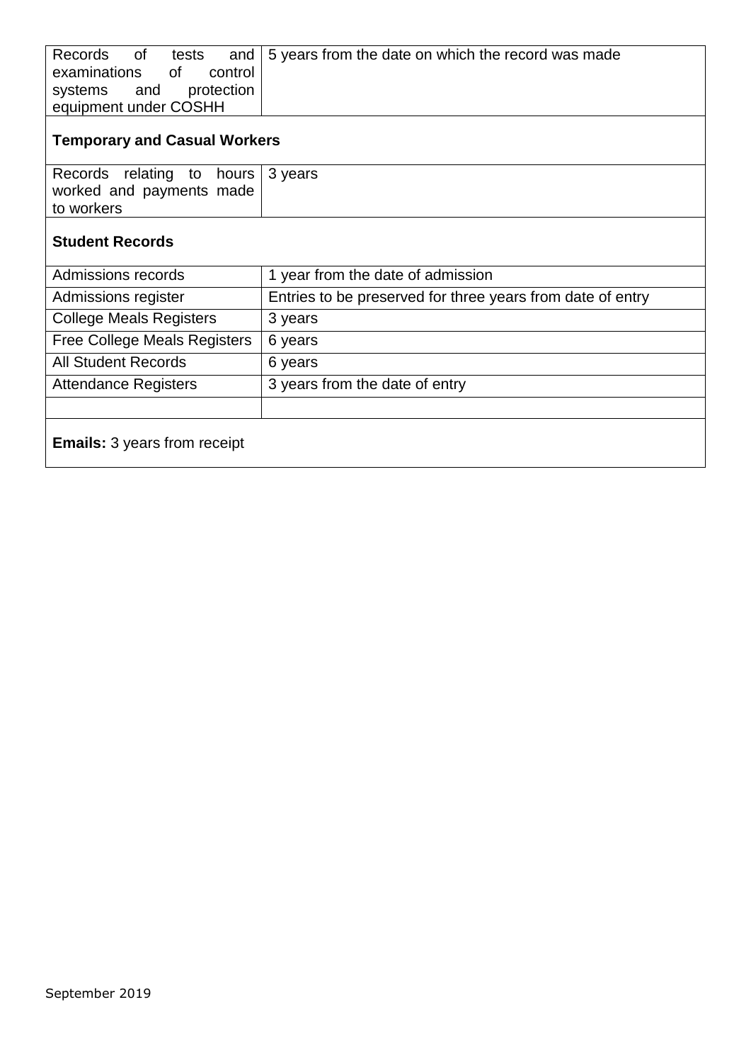| | |
|---|---|
| Records of tests and examinations of control systems and protection equipment under COSHH | 5 years from the date on which the record was made |
| **Temporary and Casual Workers** | |
| Records relating to hours worked and payments made to workers | 3 years |
| **Student Records** | |
| Admissions records | 1 year from the date of admission |
| Admissions register | Entries to be preserved for three years from date of entry |
| College Meals Registers | 3 years |
| Free College Meals Registers | 6 years |
| All Student Records | 6 years |
| Attendance Registers | 3 years from the date of entry |
| | |
| **Emails:** 3 years from receipt | |

September 2019